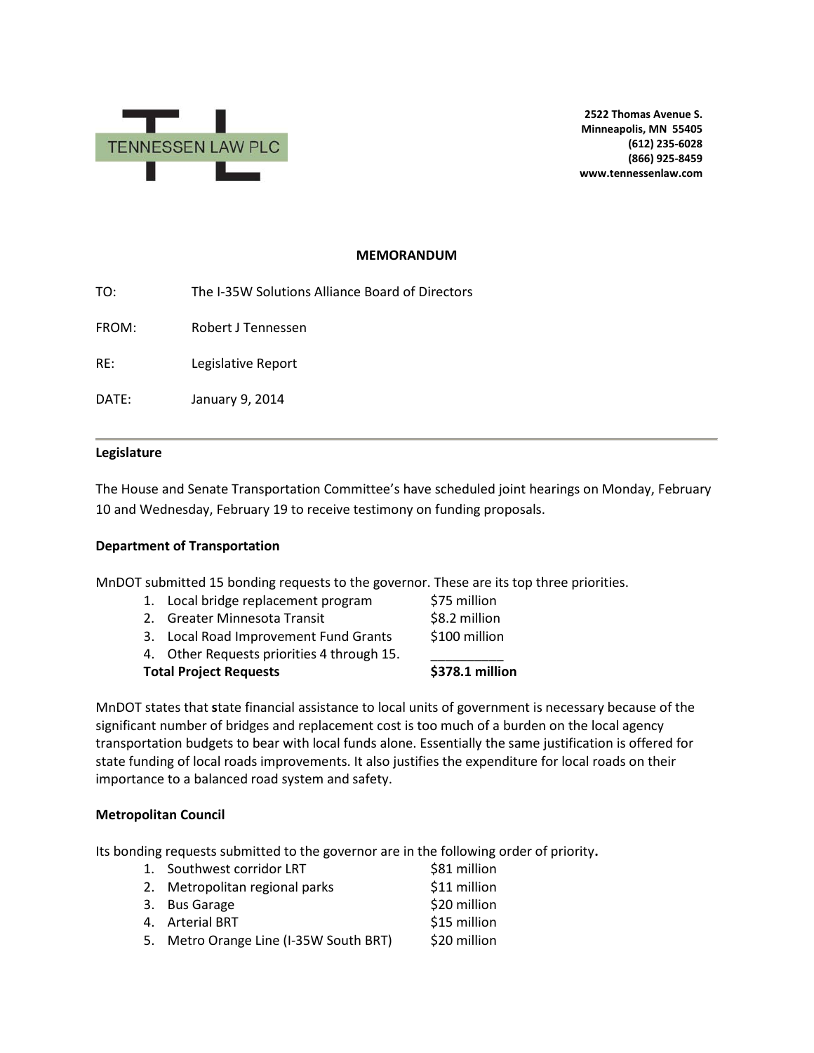TENNESSEN LAW PLC

**2522 Thomas Avenue S.**
**Minneapolis, MN 55405**
**(612) 235-6028**
**(866) 925-8459**
**www.tennessenlaw.com**

**MEMORANDUM**

TO: The I-35W Solutions Alliance Board of Directors

FROM: Robert J Tennessen

RE: Legislative Report

DATE: January 9, 2014

---

**Legislature**

The House and Senate Transportation Committee's have scheduled joint hearings on Monday, February 10 and Wednesday, February 19 to receive testimony on funding proposals.

**Department of Transportation**

MnDOT submitted 15 bonding requests to the governor. These are its top three priorities.

| | |
|---|---|
| 1. Local bridge replacement program | $75 million |
| 2. Greater Minnesota Transit | $8.2 million |
| 3. Local Road Improvement Fund Grants | $100 million |
| 4. Other Requests priorities 4 through 15. | __________ |
| **Total Project Requests** | **$378.1 million** |

MnDOT states that **s**tate financial assistance to local units of government is necessary because of the significant number of bridges and replacement cost is too much of a burden on the local agency transportation budgets to bear with local funds alone. Essentially the same justification is offered for state funding of local roads improvements. It also justifies the expenditure for local roads on their importance to a balanced road system and safety.

**Metropolitan Council**

Its bonding requests submitted to the governor are in the following order of priority**.**

| | |
|---|---|
| 1. Southwest corridor LRT | $81 million |
| 2. Metropolitan regional parks | $11 million |
| 3. Bus Garage | $20 million |
| 4. Arterial BRT | $15 million |
| 5. Metro Orange Line (I-35W South BRT) | $20 million |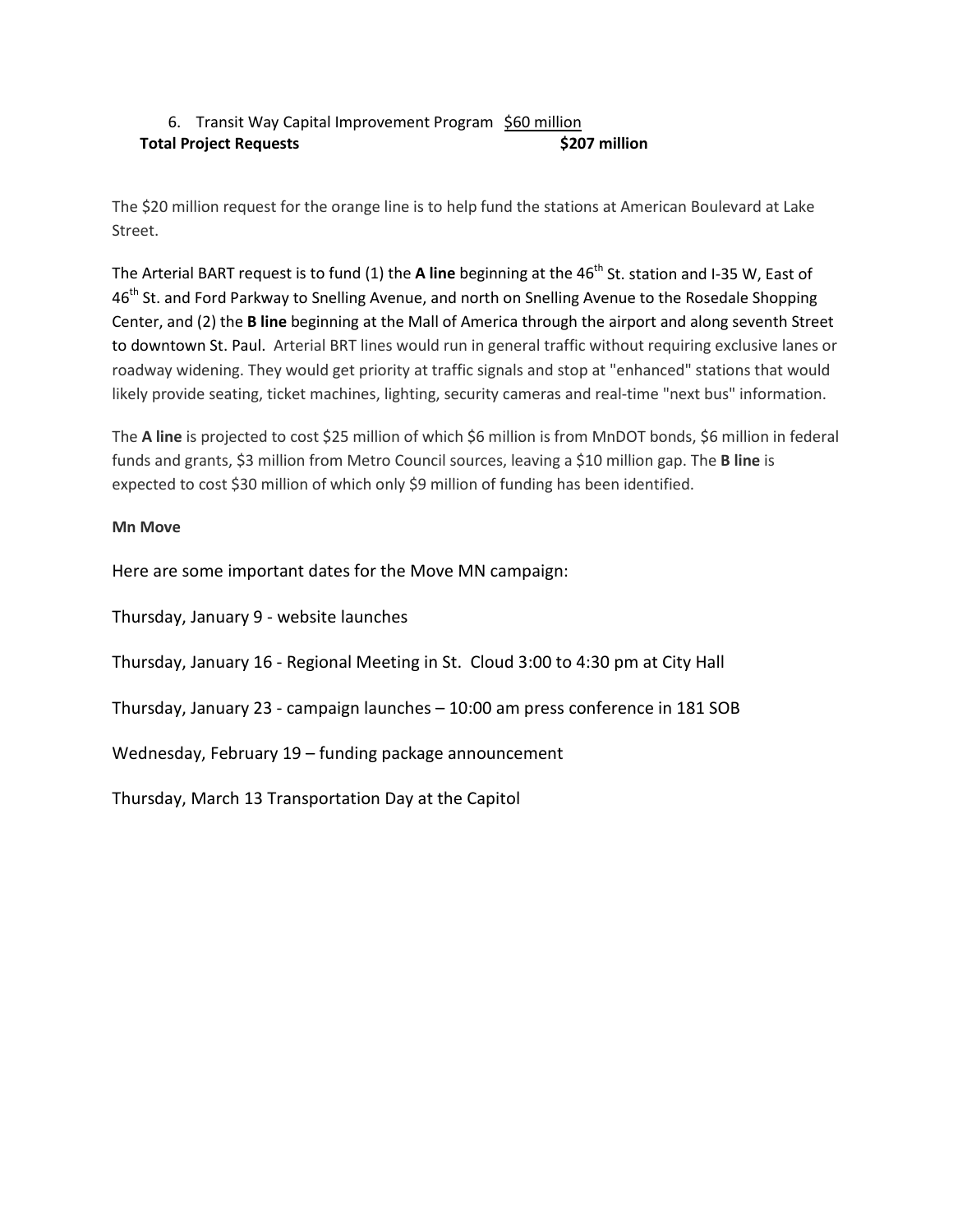6. Transit Way Capital Improvement Program $60 million

**Total Project Requests** **$207 million**

The $20 million request for the orange line is to help fund the stations at American Boulevard at Lake Street.

The Arterial BART request is to fund (1) the **A line** beginning at the 46th St. station and I-35 W, East of 46th St. and Ford Parkway to Snelling Avenue, and north on Snelling Avenue to the Rosedale Shopping Center, and (2) the **B line** beginning at the Mall of America through the airport and along seventh Street to downtown St. Paul. Arterial BRT lines would run in general traffic without requiring exclusive lanes or roadway widening. They would get priority at traffic signals and stop at "enhanced" stations that would likely provide seating, ticket machines, lighting, security cameras and real-time "next bus" information.

The **A line** is projected to cost $25 million of which $6 million is from MnDOT bonds, $6 million in federal funds and grants, $3 million from Metro Council sources, leaving a $10 million gap. The **B line** is expected to cost $30 million of which only $9 million of funding has been identified.

**Mn Move**

Here are some important dates for the Move MN campaign:

Thursday, January 9 - website launches

Thursday, January 16 - Regional Meeting in St. Cloud 3:00 to 4:30 pm at City Hall

Thursday, January 23 - campaign launches – 10:00 am press conference in 181 SOB

Wednesday, February 19 – funding package announcement

Thursday, March 13 Transportation Day at the Capitol